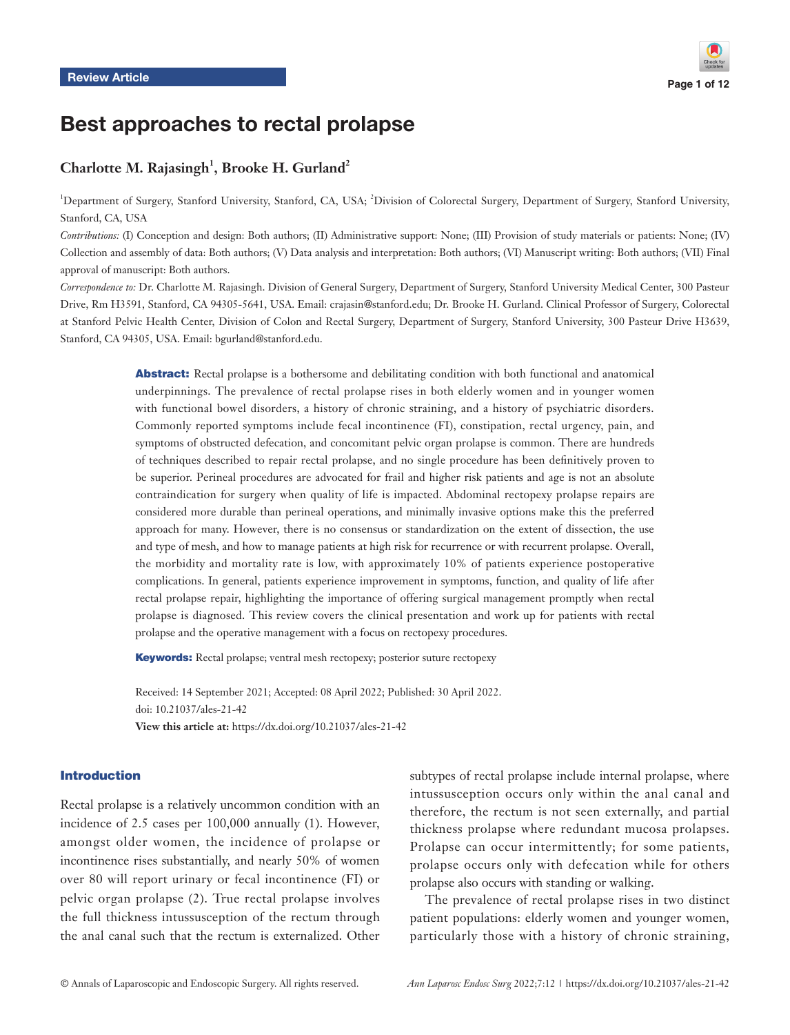Review Article

# Best approaches to rectal prolapse

**Charlotte M. Rajasingh[1], Brooke H. Gurland[2]**

[1]Department of Surgery, Stanford University, Stanford, CA, USA; [2]Division of Colorectal Surgery, Department of Surgery, Stanford University, Stanford, CA, USA

*Contributions:* (I) Conception and design: Both authors; (II) Administrative support: None; (III) Provision of study materials or patients: None; (IV) Collection and assembly of data: Both authors; (V) Data analysis and interpretation: Both authors; (VI) Manuscript writing: Both authors; (VII) Final approval of manuscript: Both authors.

*Correspondence to:* Dr. Charlotte M. Rajasingh. Division of General Surgery, Department of Surgery, Stanford University Medical Center, 300 Pasteur Drive, Rm H3591, Stanford, CA 94305-5641, USA. Email: crajasin@stanford.edu; Dr. Brooke H. Gurland. Clinical Professor of Surgery, Colorectal at Stanford Pelvic Health Center, Division of Colon and Rectal Surgery, Department of Surgery, Stanford University, 300 Pasteur Drive H3639, Stanford, CA 94305, USA. Email: bgurland@stanford.edu.

**Abstract:** Rectal prolapse is a bothersome and debilitating condition with both functional and anatomical underpinnings. The prevalence of rectal prolapse rises in both elderly women and in younger women with functional bowel disorders, a history of chronic straining, and a history of psychiatric disorders. Commonly reported symptoms include fecal incontinence (FI), constipation, rectal urgency, pain, and symptoms of obstructed defecation, and concomitant pelvic organ prolapse is common. There are hundreds of techniques described to repair rectal prolapse, and no single procedure has been definitively proven to be superior. Perineal procedures are advocated for frail and higher risk patients and age is not an absolute contraindication for surgery when quality of life is impacted. Abdominal rectopexy prolapse repairs are considered more durable than perineal operations, and minimally invasive options make this the preferred approach for many. However, there is no consensus or standardization on the extent of dissection, the use and type of mesh, and how to manage patients at high risk for recurrence or with recurrent prolapse. Overall, the morbidity and mortality rate is low, with approximately 10% of patients experience postoperative complications. In general, patients experience improvement in symptoms, function, and quality of life after rectal prolapse repair, highlighting the importance of offering surgical management promptly when rectal prolapse is diagnosed. This review covers the clinical presentation and work up for patients with rectal prolapse and the operative management with a focus on rectopexy procedures.

**Keywords:** Rectal prolapse; ventral mesh rectopexy; posterior suture rectopexy

Received: 14 September 2021; Accepted: 08 April 2022; Published: 30 April 2022.
doi: 10.21037/ales-21-42
**View this article at:** https://dx.doi.org/10.21037/ales-21-42

## Introduction

Rectal prolapse is a relatively uncommon condition with an incidence of 2.5 cases per 100,000 annually (1). However, amongst older women, the incidence of prolapse or incontinence rises substantially, and nearly 50% of women over 80 will report urinary or fecal incontinence (FI) or pelvic organ prolapse (2). True rectal prolapse involves the full thickness intussusception of the rectum through the anal canal such that the rectum is externalized. Other subtypes of rectal prolapse include internal prolapse, where intussusception occurs only within the anal canal and therefore, the rectum is not seen externally, and partial thickness prolapse where redundant mucosa prolapses. Prolapse can occur intermittently; for some patients, prolapse occurs only with defecation while for others prolapse also occurs with standing or walking.

The prevalence of rectal prolapse rises in two distinct patient populations: elderly women and younger women, particularly those with a history of chronic straining,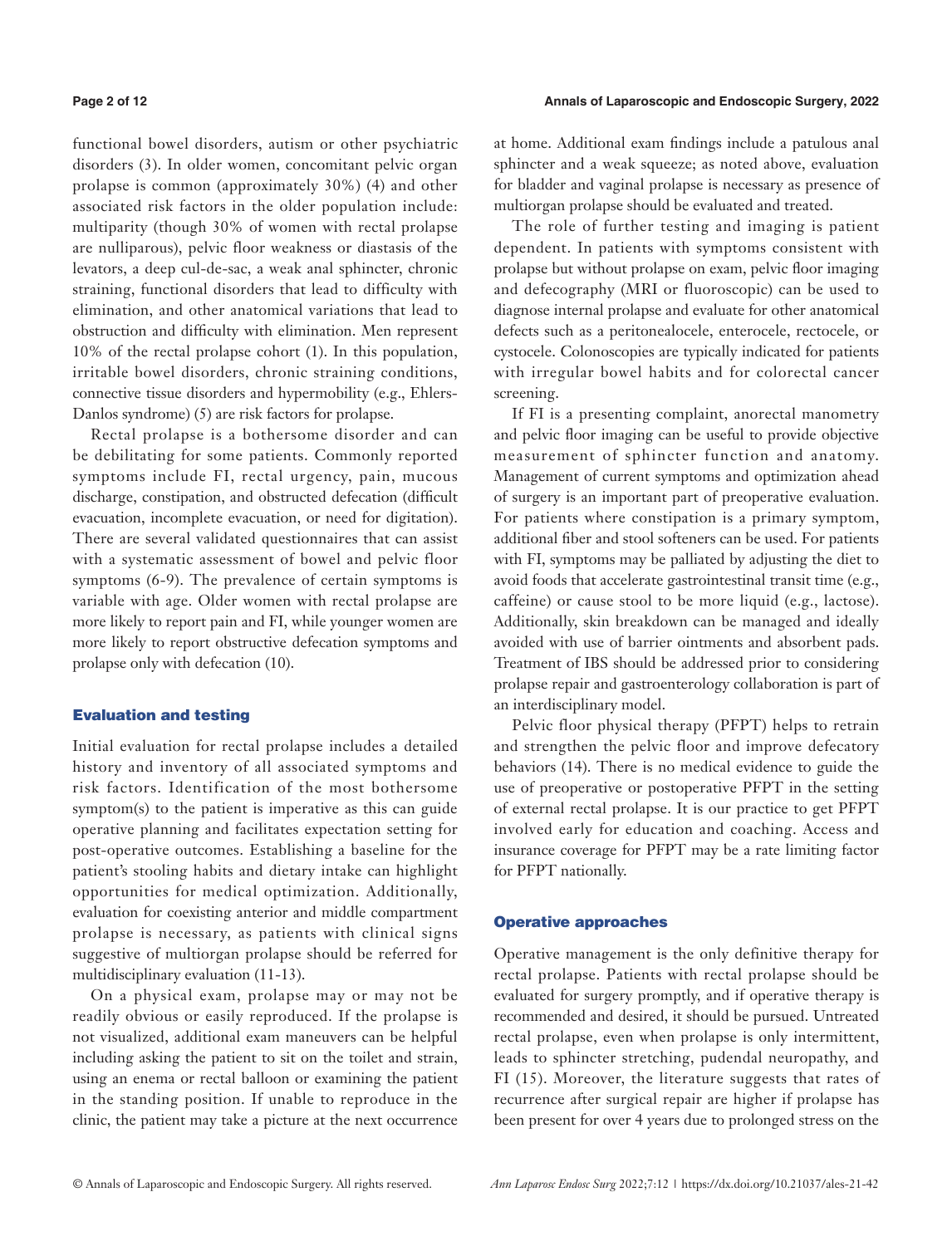functional bowel disorders, autism or other psychiatric disorders (3). In older women, concomitant pelvic organ prolapse is common (approximately 30%) (4) and other associated risk factors in the older population include: multiparity (though 30% of women with rectal prolapse are nulliparous), pelvic floor weakness or diastasis of the levators, a deep cul-de-sac, a weak anal sphincter, chronic straining, functional disorders that lead to difficulty with elimination, and other anatomical variations that lead to obstruction and difficulty with elimination. Men represent 10% of the rectal prolapse cohort (1). In this population, irritable bowel disorders, chronic straining conditions, connective tissue disorders and hypermobility (e.g., Ehlers-Danlos syndrome) (5) are risk factors for prolapse.

Rectal prolapse is a bothersome disorder and can be debilitating for some patients. Commonly reported symptoms include FI, rectal urgency, pain, mucous discharge, constipation, and obstructed defecation (difficult evacuation, incomplete evacuation, or need for digitation). There are several validated questionnaires that can assist with a systematic assessment of bowel and pelvic floor symptoms (6-9). The prevalence of certain symptoms is variable with age. Older women with rectal prolapse are more likely to report pain and FI, while younger women are more likely to report obstructive defecation symptoms and prolapse only with defecation (10).

## Evaluation and testing

Initial evaluation for rectal prolapse includes a detailed history and inventory of all associated symptoms and risk factors. Identification of the most bothersome symptom(s) to the patient is imperative as this can guide operative planning and facilitates expectation setting for post-operative outcomes. Establishing a baseline for the patient's stooling habits and dietary intake can highlight opportunities for medical optimization. Additionally, evaluation for coexisting anterior and middle compartment prolapse is necessary, as patients with clinical signs suggestive of multiorgan prolapse should be referred for multidisciplinary evaluation (11-13).

On a physical exam, prolapse may or may not be readily obvious or easily reproduced. If the prolapse is not visualized, additional exam maneuvers can be helpful including asking the patient to sit on the toilet and strain, using an enema or rectal balloon or examining the patient in the standing position. If unable to reproduce in the clinic, the patient may take a picture at the next occurrence at home. Additional exam findings include a patulous anal sphincter and a weak squeeze; as noted above, evaluation for bladder and vaginal prolapse is necessary as presence of multiorgan prolapse should be evaluated and treated.

The role of further testing and imaging is patient dependent. In patients with symptoms consistent with prolapse but without prolapse on exam, pelvic floor imaging and defecography (MRI or fluoroscopic) can be used to diagnose internal prolapse and evaluate for other anatomical defects such as a peritonealocele, enterocele, rectocele, or cystocele. Colonoscopies are typically indicated for patients with irregular bowel habits and for colorectal cancer screening.

If FI is a presenting complaint, anorectal manometry and pelvic floor imaging can be useful to provide objective measurement of sphincter function and anatomy. Management of current symptoms and optimization ahead of surgery is an important part of preoperative evaluation. For patients where constipation is a primary symptom, additional fiber and stool softeners can be used. For patients with FI, symptoms may be palliated by adjusting the diet to avoid foods that accelerate gastrointestinal transit time (e.g., caffeine) or cause stool to be more liquid (e.g., lactose). Additionally, skin breakdown can be managed and ideally avoided with use of barrier ointments and absorbent pads. Treatment of IBS should be addressed prior to considering prolapse repair and gastroenterology collaboration is part of an interdisciplinary model.

Pelvic floor physical therapy (PFPT) helps to retrain and strengthen the pelvic floor and improve defecatory behaviors (14). There is no medical evidence to guide the use of preoperative or postoperative PFPT in the setting of external rectal prolapse. It is our practice to get PFPT involved early for education and coaching. Access and insurance coverage for PFPT may be a rate limiting factor for PFPT nationally.

## Operative approaches

Operative management is the only definitive therapy for rectal prolapse. Patients with rectal prolapse should be evaluated for surgery promptly, and if operative therapy is recommended and desired, it should be pursued. Untreated rectal prolapse, even when prolapse is only intermittent, leads to sphincter stretching, pudendal neuropathy, and FI (15). Moreover, the literature suggests that rates of recurrence after surgical repair are higher if prolapse has been present for over 4 years due to prolonged stress on the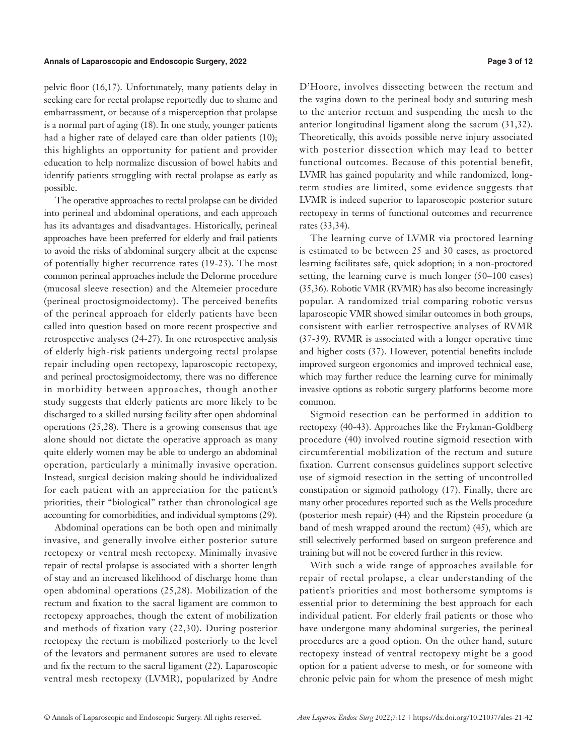pelvic floor (16,17). Unfortunately, many patients delay in seeking care for rectal prolapse reportedly due to shame and embarrassment, or because of a misperception that prolapse is a normal part of aging (18). In one study, younger patients had a higher rate of delayed care than older patients (10); this highlights an opportunity for patient and provider education to help normalize discussion of bowel habits and identify patients struggling with rectal prolapse as early as possible.

The operative approaches to rectal prolapse can be divided into perineal and abdominal operations, and each approach has its advantages and disadvantages. Historically, perineal approaches have been preferred for elderly and frail patients to avoid the risks of abdominal surgery albeit at the expense of potentially higher recurrence rates (19-23). The most common perineal approaches include the Delorme procedure (mucosal sleeve resection) and the Altemeier procedure (perineal proctosigmoidectomy). The perceived benefits of the perineal approach for elderly patients have been called into question based on more recent prospective and retrospective analyses (24-27). In one retrospective analysis of elderly high-risk patients undergoing rectal prolapse repair including open rectopexy, laparoscopic rectopexy, and perineal proctosigmoidectomy, there was no difference in morbidity between approaches, though another study suggests that elderly patients are more likely to be discharged to a skilled nursing facility after open abdominal operations (25,28). There is a growing consensus that age alone should not dictate the operative approach as many quite elderly women may be able to undergo an abdominal operation, particularly a minimally invasive operation. Instead, surgical decision making should be individualized for each patient with an appreciation for the patient's priorities, their "biological" rather than chronological age accounting for comorbidities, and individual symptoms (29).

Abdominal operations can be both open and minimally invasive, and generally involve either posterior suture rectopexy or ventral mesh rectopexy. Minimally invasive repair of rectal prolapse is associated with a shorter length of stay and an increased likelihood of discharge home than open abdominal operations (25,28). Mobilization of the rectum and fixation to the sacral ligament are common to rectopexy approaches, though the extent of mobilization and methods of fixation vary (22,30). During posterior rectopexy the rectum is mobilized posteriorly to the level of the levators and permanent sutures are used to elevate and fix the rectum to the sacral ligament (22). Laparoscopic ventral mesh rectopexy (LVMR), popularized by Andre D'Hoore, involves dissecting between the rectum and the vagina down to the perineal body and suturing mesh to the anterior rectum and suspending the mesh to the anterior longitudinal ligament along the sacrum (31,32). Theoretically, this avoids possible nerve injury associated with posterior dissection which may lead to better functional outcomes. Because of this potential benefit, LVMR has gained popularity and while randomized, long-term studies are limited, some evidence suggests that LVMR is indeed superior to laparoscopic posterior suture rectopexy in terms of functional outcomes and recurrence rates (33,34).

The learning curve of LVMR via proctored learning is estimated to be between 25 and 30 cases, as proctored learning facilitates safe, quick adoption; in a non-proctored setting, the learning curve is much longer (50–100 cases) (35,36). Robotic VMR (RVMR) has also become increasingly popular. A randomized trial comparing robotic versus laparoscopic VMR showed similar outcomes in both groups, consistent with earlier retrospective analyses of RVMR (37-39). RVMR is associated with a longer operative time and higher costs (37). However, potential benefits include improved surgeon ergonomics and improved technical ease, which may further reduce the learning curve for minimally invasive options as robotic surgery platforms become more common.

Sigmoid resection can be performed in addition to rectopexy (40-43). Approaches like the Frykman-Goldberg procedure (40) involved routine sigmoid resection with circumferential mobilization of the rectum and suture fixation. Current consensus guidelines support selective use of sigmoid resection in the setting of uncontrolled constipation or sigmoid pathology (17). Finally, there are many other procedures reported such as the Wells procedure (posterior mesh repair) (44) and the Ripstein procedure (a band of mesh wrapped around the rectum) (45), which are still selectively performed based on surgeon preference and training but will not be covered further in this review.

With such a wide range of approaches available for repair of rectal prolapse, a clear understanding of the patient's priorities and most bothersome symptoms is essential prior to determining the best approach for each individual patient. For elderly frail patients or those who have undergone many abdominal surgeries, the perineal procedures are a good option. On the other hand, suture rectopexy instead of ventral rectopexy might be a good option for a patient adverse to mesh, or for someone with chronic pelvic pain for whom the presence of mesh might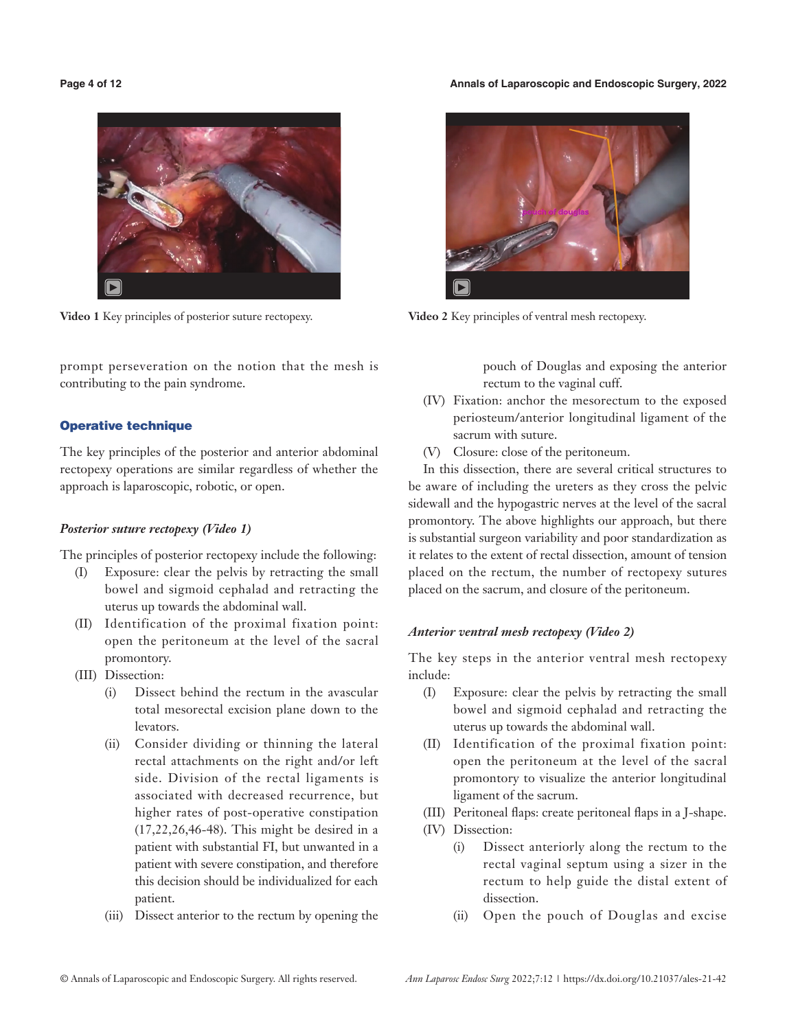Video 1 Key principles of posterior suture rectopexy.

Video 2 Key principles of ventral mesh rectopexy.

prompt perseveration on the notion that the mesh is contributing to the pain syndrome.

## Operative technique

The key principles of the posterior and anterior abdominal rectopexy operations are similar regardless of whether the approach is laparoscopic, robotic, or open.

### *Posterior suture rectopexy (Video 1)*

The principles of posterior rectopexy include the following:

(I) Exposure: clear the pelvis by retracting the small bowel and sigmoid cephalad and retracting the uterus up towards the abdominal wall.

(II) Identification of the proximal fixation point: open the peritoneum at the level of the sacral promontory.

(III) Dissection:

  (i) Dissect behind the rectum in the avascular total mesorectal excision plane down to the levators.

  (ii) Consider dividing or thinning the lateral rectal attachments on the right and/or left side. Division of the rectal ligaments is associated with decreased recurrence, but higher rates of post-operative constipation (17,22,26,46-48). This might be desired in a patient with substantial FI, but unwanted in a patient with severe constipation, and therefore this decision should be individualized for each patient.

  (iii) Dissect anterior to the rectum by opening the pouch of Douglas and exposing the anterior rectum to the vaginal cuff.

(IV) Fixation: anchor the mesorectum to the exposed periosteum/anterior longitudinal ligament of the sacrum with suture.

(V) Closure: close of the peritoneum.

In this dissection, there are several critical structures to be aware of including the ureters as they cross the pelvic sidewall and the hypogastric nerves at the level of the sacral promontory. The above highlights our approach, but there is substantial surgeon variability and poor standardization as it relates to the extent of rectal dissection, amount of tension placed on the rectum, the number of rectopexy sutures placed on the sacrum, and closure of the peritoneum.

### *Anterior ventral mesh rectopexy (Video 2)*

The key steps in the anterior ventral mesh rectopexy include:

(I) Exposure: clear the pelvis by retracting the small bowel and sigmoid cephalad and retracting the uterus up towards the abdominal wall.

(II) Identification of the proximal fixation point: open the peritoneum at the level of the sacral promontory to visualize the anterior longitudinal ligament of the sacrum.

(III) Peritoneal flaps: create peritoneal flaps in a J-shape.

(IV) Dissection:

  (i) Dissect anteriorly along the rectum to the rectal vaginal septum using a sizer in the rectum to help guide the distal extent of dissection.

  (ii) Open the pouch of Douglas and excise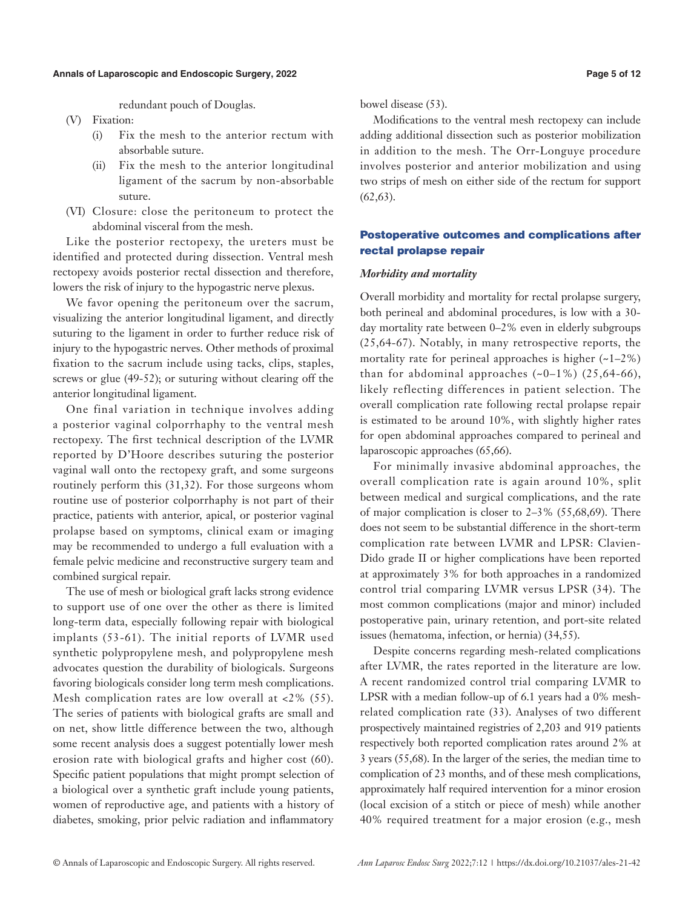redundant pouch of Douglas.

(V) Fixation:
   (i) Fix the mesh to the anterior rectum with absorbable suture.
   (ii) Fix the mesh to the anterior longitudinal ligament of the sacrum by non-absorbable suture.

(VI) Closure: close the peritoneum to protect the abdominal visceral from the mesh.

Like the posterior rectopexy, the ureters must be identified and protected during dissection. Ventral mesh rectopexy avoids posterior rectal dissection and therefore, lowers the risk of injury to the hypogastric nerve plexus.

We favor opening the peritoneum over the sacrum, visualizing the anterior longitudinal ligament, and directly suturing to the ligament in order to further reduce risk of injury to the hypogastric nerves. Other methods of proximal fixation to the sacrum include using tacks, clips, staples, screws or glue (49-52); or suturing without clearing off the anterior longitudinal ligament.

One final variation in technique involves adding a posterior vaginal colporrhaphy to the ventral mesh rectopexy. The first technical description of the LVMR reported by D'Hoore describes suturing the posterior vaginal wall onto the rectopexy graft, and some surgeons routinely perform this (31,32). For those surgeons whom routine use of posterior colporrhaphy is not part of their practice, patients with anterior, apical, or posterior vaginal prolapse based on symptoms, clinical exam or imaging may be recommended to undergo a full evaluation with a female pelvic medicine and reconstructive surgery team and combined surgical repair.

The use of mesh or biological graft lacks strong evidence to support use of one over the other as there is limited long-term data, especially following repair with biological implants (53-61). The initial reports of LVMR used synthetic polypropylene mesh, and polypropylene mesh advocates question the durability of biologicals. Surgeons favoring biologicals consider long term mesh complications. Mesh complication rates are low overall at <2% (55). The series of patients with biological grafts are small and on net, show little difference between the two, although some recent analysis does a suggest potentially lower mesh erosion rate with biological grafts and higher cost (60). Specific patient populations that might prompt selection of a biological over a synthetic graft include young patients, women of reproductive age, and patients with a history of diabetes, smoking, prior pelvic radiation and inflammatory bowel disease (53).

Modifications to the ventral mesh rectopexy can include adding additional dissection such as posterior mobilization in addition to the mesh. The Orr-Longuye procedure involves posterior and anterior mobilization and using two strips of mesh on either side of the rectum for support (62,63).

## Postoperative outcomes and complications after rectal prolapse repair

### *Morbidity and mortality*

Overall morbidity and mortality for rectal prolapse surgery, both perineal and abdominal procedures, is low with a 30-day mortality rate between 0–2% even in elderly subgroups (25,64-67). Notably, in many retrospective reports, the mortality rate for perineal approaches is higher (~1–2%) than for abdominal approaches (~0–1%) (25,64-66), likely reflecting differences in patient selection. The overall complication rate following rectal prolapse repair is estimated to be around 10%, with slightly higher rates for open abdominal approaches compared to perineal and laparoscopic approaches (65,66).

For minimally invasive abdominal approaches, the overall complication rate is again around 10%, split between medical and surgical complications, and the rate of major complication is closer to 2–3% (55,68,69). There does not seem to be substantial difference in the short-term complication rate between LVMR and LPSR: Clavien-Dido grade II or higher complications have been reported at approximately 3% for both approaches in a randomized control trial comparing LVMR versus LPSR (34). The most common complications (major and minor) included postoperative pain, urinary retention, and port-site related issues (hematoma, infection, or hernia) (34,55).

Despite concerns regarding mesh-related complications after LVMR, the rates reported in the literature are low. A recent randomized control trial comparing LVMR to LPSR with a median follow-up of 6.1 years had a 0% mesh-related complication rate (33). Analyses of two different prospectively maintained registries of 2,203 and 919 patients respectively both reported complication rates around 2% at 3 years (55,68). In the larger of the series, the median time to complication of 23 months, and of these mesh complications, approximately half required intervention for a minor erosion (local excision of a stitch or piece of mesh) while another 40% required treatment for a major erosion (e.g., mesh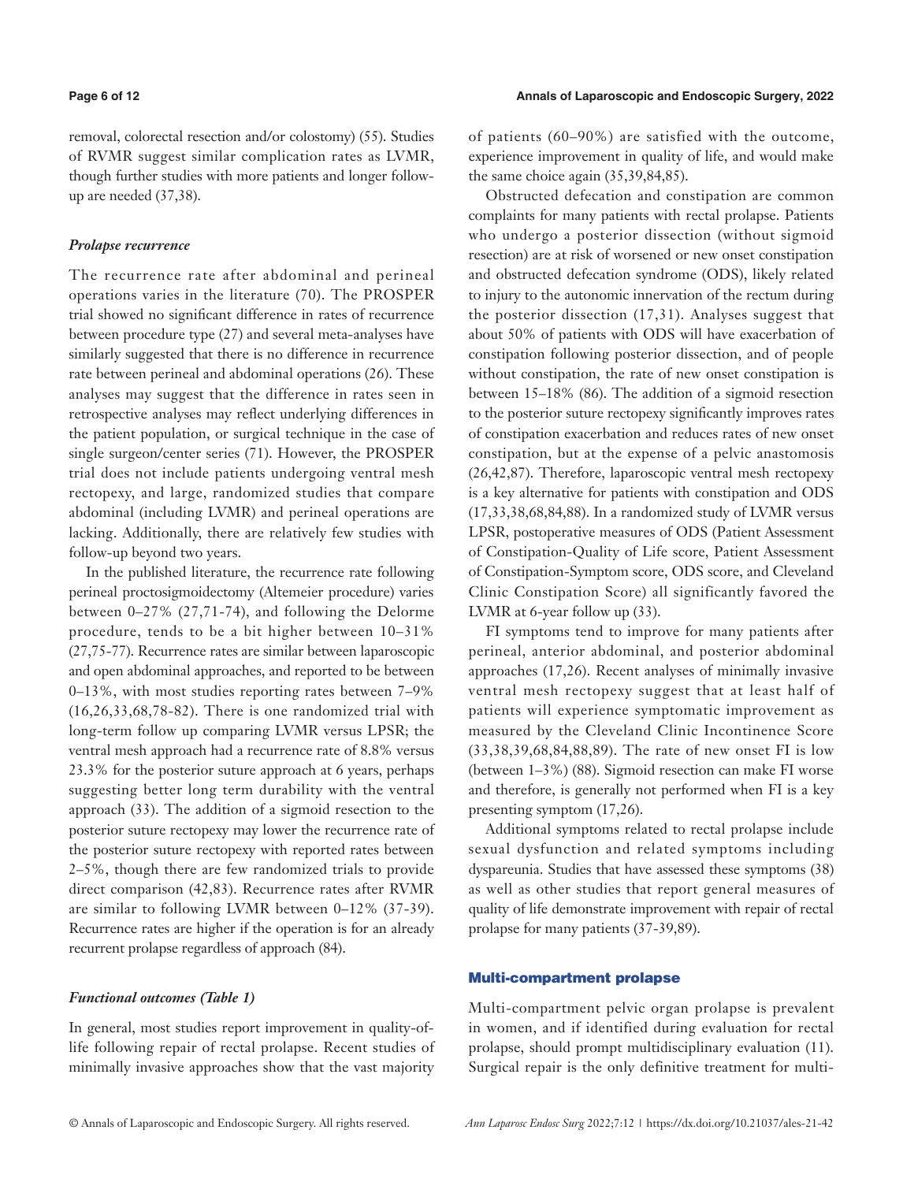removal, colorectal resection and/or colostomy) (55). Studies of RVMR suggest similar complication rates as LVMR, though further studies with more patients and longer follow-up are needed (37,38).

### *Prolapse recurrence*

The recurrence rate after abdominal and perineal operations varies in the literature (70). The PROSPER trial showed no significant difference in rates of recurrence between procedure type (27) and several meta-analyses have similarly suggested that there is no difference in recurrence rate between perineal and abdominal operations (26). These analyses may suggest that the difference in rates seen in retrospective analyses may reflect underlying differences in the patient population, or surgical technique in the case of single surgeon/center series (71). However, the PROSPER trial does not include patients undergoing ventral mesh rectopexy, and large, randomized studies that compare abdominal (including LVMR) and perineal operations are lacking. Additionally, there are relatively few studies with follow-up beyond two years.

In the published literature, the recurrence rate following perineal proctosigmoidectomy (Altemeier procedure) varies between 0–27% (27,71-74), and following the Delorme procedure, tends to be a bit higher between 10–31% (27,75-77). Recurrence rates are similar between laparoscopic and open abdominal approaches, and reported to be between 0–13%, with most studies reporting rates between 7–9% (16,26,33,68,78-82). There is one randomized trial with long-term follow up comparing LVMR versus LPSR; the ventral mesh approach had a recurrence rate of 8.8% versus 23.3% for the posterior suture approach at 6 years, perhaps suggesting better long term durability with the ventral approach (33). The addition of a sigmoid resection to the posterior suture rectopexy may lower the recurrence rate of the posterior suture rectopexy with reported rates between 2–5%, though there are few randomized trials to provide direct comparison (42,83). Recurrence rates after RVMR are similar to following LVMR between 0–12% (37-39). Recurrence rates are higher if the operation is for an already recurrent prolapse regardless of approach (84).

### *Functional outcomes (Table 1)*

In general, most studies report improvement in quality-of-life following repair of rectal prolapse. Recent studies of minimally invasive approaches show that the vast majority of patients (60–90%) are satisfied with the outcome, experience improvement in quality of life, and would make the same choice again (35,39,84,85).

Obstructed defecation and constipation are common complaints for many patients with rectal prolapse. Patients who undergo a posterior dissection (without sigmoid resection) are at risk of worsened or new onset constipation and obstructed defecation syndrome (ODS), likely related to injury to the autonomic innervation of the rectum during the posterior dissection (17,31). Analyses suggest that about 50% of patients with ODS will have exacerbation of constipation following posterior dissection, and of people without constipation, the rate of new onset constipation is between 15–18% (86). The addition of a sigmoid resection to the posterior suture rectopexy significantly improves rates of constipation exacerbation and reduces rates of new onset constipation, but at the expense of a pelvic anastomosis (26,42,87). Therefore, laparoscopic ventral mesh rectopexy is a key alternative for patients with constipation and ODS (17,33,38,68,84,88). In a randomized study of LVMR versus LPSR, postoperative measures of ODS (Patient Assessment of Constipation-Quality of Life score, Patient Assessment of Constipation-Symptom score, ODS score, and Cleveland Clinic Constipation Score) all significantly favored the LVMR at 6-year follow up (33).

FI symptoms tend to improve for many patients after perineal, anterior abdominal, and posterior abdominal approaches (17,26). Recent analyses of minimally invasive ventral mesh rectopexy suggest that at least half of patients will experience symptomatic improvement as measured by the Cleveland Clinic Incontinence Score (33,38,39,68,84,88,89). The rate of new onset FI is low (between 1–3%) (88). Sigmoid resection can make FI worse and therefore, is generally not performed when FI is a key presenting symptom (17,26).

Additional symptoms related to rectal prolapse include sexual dysfunction and related symptoms including dyspareunia. Studies that have assessed these symptoms (38) as well as other studies that report general measures of quality of life demonstrate improvement with repair of rectal prolapse for many patients (37-39,89).

## Multi-compartment prolapse

Multi-compartment pelvic organ prolapse is prevalent in women, and if identified during evaluation for rectal prolapse, should prompt multidisciplinary evaluation (11). Surgical repair is the only definitive treatment for multi-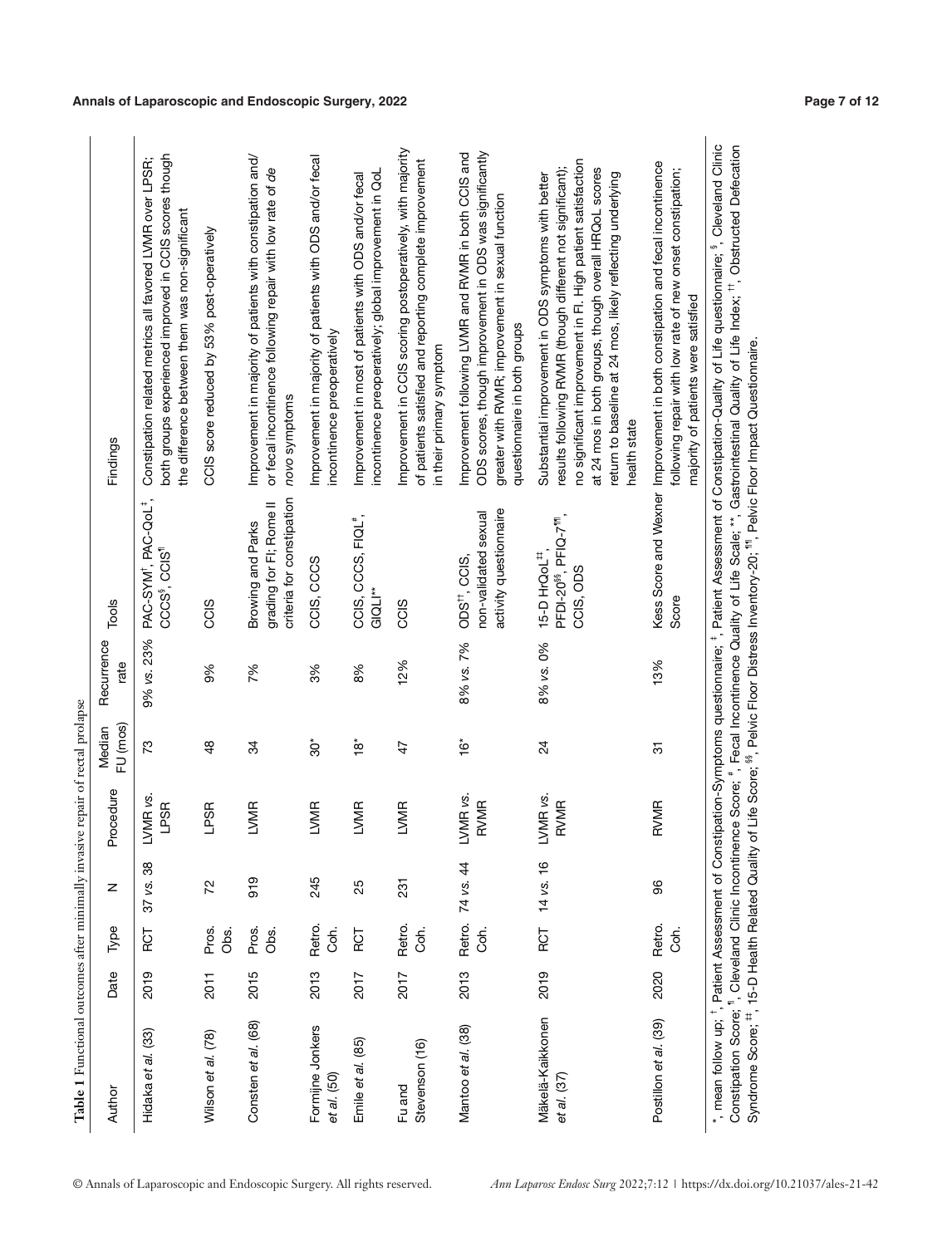**Table 1** Functional outcomes after minimally invasive repair of rectal prolapse

| Author | Date | Type | N | Procedure | Median FU (mos) | Recurrence rate | Tools | Findings |
|---|---|---|---|---|---|---|---|---|
| Hidaka *et al.* (33) | 2019 | RCT | 37 *vs.* 38 | LVMR *vs.* LPSR | 73 | 9% *vs.* 23% | PAC-SYM[†], PAC-QoL[‡], CCCS[§], CCIS[¶] | Constipation related metrics all favored LVMR over LPSR; both groups experienced improved in CCIS scores though the difference between them was non-significant |
| Wilson *et al.* (78) | 2011 | Pros. Obs. | 72 | LPSR | 48 | 9% | CCIS | CCIS score reduced by 53% post-operatively |
| Consten *et al.* (68) | 2015 | Pros. Obs. | 919 | LVMR | 34 | 7% | Browing and Parks grading for FI; Rome II criteria for constipation | Improvement in majority of patients with constipation and/or fecal incontinence following repair with low rate of *de novo* symptoms |
| Formijne Jonkers *et al.* (50) | 2013 | Retro. Coh. | 245 | LVMR | 30* | 3% | CCIS, CCCS | Improvement in majority of patients with ODS and/or fecal incontinence preoperatively |
| Emile *et al.* (85) | 2017 | RCT | 25 | LVMR | 18* | 8% | CCIS, CCCS, FIQL[#], GIQLI** | Improvement in most of patients with ODS and/or fecal incontinence preoperatively; global improvement in QoL |
| Fu and Stevenson (16) | 2017 | Retro. Coh. | 231 | LVMR | 47 | 12% | CCIS | Improvement in CCIS scoring postoperatively, with majority of patients satisfied and reporting complete improvement in their primary symptom |
| Mantoo *et al.* (38) | 2013 | Retro. Coh. | 74 *vs.* 44 | LVMR *vs.* RVMR | 16* | 8% *vs.* 7% | ODS[††], CCIS, non-validated sexual activity questionnaire | Improvement following LVMR and RVMR in both CCIS and ODS scores, though improvement in ODS was significantly greater with RVMR; improvement in sexual function questionnaire in both groups |
| Mäkelä-Kaikkonen *et al.* (37) | 2019 | RCT | 14 *vs.* 16 | LVMR *vs.* RVMR | 24 | 8% *vs.* 0% | 15-D HrQoL[‡‡], PFDI-20[§§], PFIQ-7[¶¶], CCIS, ODS | Substantial improvement in ODS symptoms with better results following RVMR (though different not significant); no significant improvement in FI. High patient satisfaction at 24 mos in both groups, though overall HRQoL scores return to baseline at 24 mos, likely reflecting underlying health state |
| Postillon *et al.* (39) | 2020 | Retro. Coh. | 96 | RVMR | 31 | 13% | Kess Score and Wexner Score | Improvement in both constipation and fecal incontinence following repair with low rate of new onset constipation; majority of patients were satisfied |

*, mean follow up; [†], Patient Assessment of Constipation-Symptoms questionnaire; [‡], Patient Assessment of Constipation-Quality of Life questionnaire; [§], Cleveland Clinic Constipation Score; [¶], Cleveland Clinic Incontinence Score; [#], Fecal Incontinence Quality of Life Scale; **, Gastrointestinal Quality of Life Index; [††], Obstructed Defecation Syndrome Score; [‡‡], 15-D Health Related Quality of Life Score; [§§], Pelvic Floor Distress Inventory-20; [¶¶], Pelvic Floor Impact Questionnaire.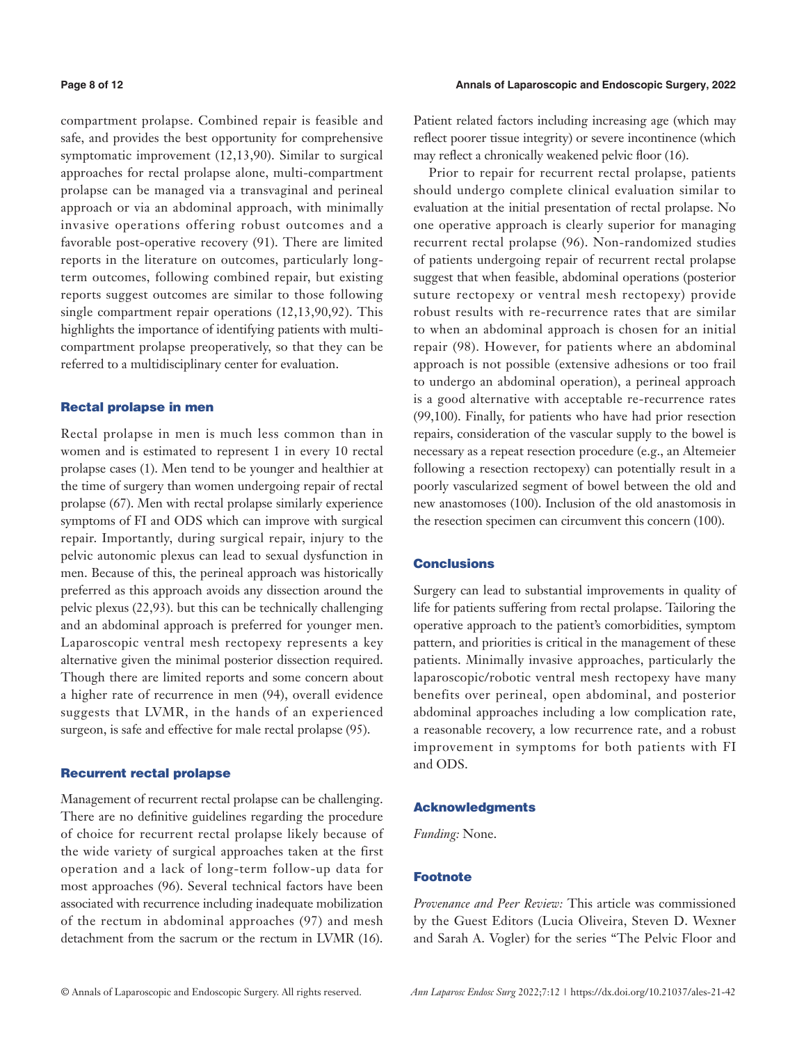compartment prolapse. Combined repair is feasible and safe, and provides the best opportunity for comprehensive symptomatic improvement (12,13,90). Similar to surgical approaches for rectal prolapse alone, multi-compartment prolapse can be managed via a transvaginal and perineal approach or via an abdominal approach, with minimally invasive operations offering robust outcomes and a favorable post-operative recovery (91). There are limited reports in the literature on outcomes, particularly long-term outcomes, following combined repair, but existing reports suggest outcomes are similar to those following single compartment repair operations (12,13,90,92). This highlights the importance of identifying patients with multi-compartment prolapse preoperatively, so that they can be referred to a multidisciplinary center for evaluation.

## Rectal prolapse in men

Rectal prolapse in men is much less common than in women and is estimated to represent 1 in every 10 rectal prolapse cases (1). Men tend to be younger and healthier at the time of surgery than women undergoing repair of rectal prolapse (67). Men with rectal prolapse similarly experience symptoms of FI and ODS which can improve with surgical repair. Importantly, during surgical repair, injury to the pelvic autonomic plexus can lead to sexual dysfunction in men. Because of this, the perineal approach was historically preferred as this approach avoids any dissection around the pelvic plexus (22,93). but this can be technically challenging and an abdominal approach is preferred for younger men. Laparoscopic ventral mesh rectopexy represents a key alternative given the minimal posterior dissection required. Though there are limited reports and some concern about a higher rate of recurrence in men (94), overall evidence suggests that LVMR, in the hands of an experienced surgeon, is safe and effective for male rectal prolapse (95).

## Recurrent rectal prolapse

Management of recurrent rectal prolapse can be challenging. There are no definitive guidelines regarding the procedure of choice for recurrent rectal prolapse likely because of the wide variety of surgical approaches taken at the first operation and a lack of long-term follow-up data for most approaches (96). Several technical factors have been associated with recurrence including inadequate mobilization of the rectum in abdominal approaches (97) and mesh detachment from the sacrum or the rectum in LVMR (16). Patient related factors including increasing age (which may reflect poorer tissue integrity) or severe incontinence (which may reflect a chronically weakened pelvic floor (16).

Prior to repair for recurrent rectal prolapse, patients should undergo complete clinical evaluation similar to evaluation at the initial presentation of rectal prolapse. No one operative approach is clearly superior for managing recurrent rectal prolapse (96). Non-randomized studies of patients undergoing repair of recurrent rectal prolapse suggest that when feasible, abdominal operations (posterior suture rectopexy or ventral mesh rectopexy) provide robust results with re-recurrence rates that are similar to when an abdominal approach is chosen for an initial repair (98). However, for patients where an abdominal approach is not possible (extensive adhesions or too frail to undergo an abdominal operation), a perineal approach is a good alternative with acceptable re-recurrence rates (99,100). Finally, for patients who have had prior resection repairs, consideration of the vascular supply to the bowel is necessary as a repeat resection procedure (e.g., an Altemeier following a resection rectopexy) can potentially result in a poorly vascularized segment of bowel between the old and new anastomoses (100). Inclusion of the old anastomosis in the resection specimen can circumvent this concern (100).

## Conclusions

Surgery can lead to substantial improvements in quality of life for patients suffering from rectal prolapse. Tailoring the operative approach to the patient's comorbidities, symptom pattern, and priorities is critical in the management of these patients. Minimally invasive approaches, particularly the laparoscopic/robotic ventral mesh rectopexy have many benefits over perineal, open abdominal, and posterior abdominal approaches including a low complication rate, a reasonable recovery, a low recurrence rate, and a robust improvement in symptoms for both patients with FI and ODS.

## Acknowledgments

*Funding:* None.

## Footnote

*Provenance and Peer Review:* This article was commissioned by the Guest Editors (Lucia Oliveira, Steven D. Wexner and Sarah A. Vogler) for the series "The Pelvic Floor and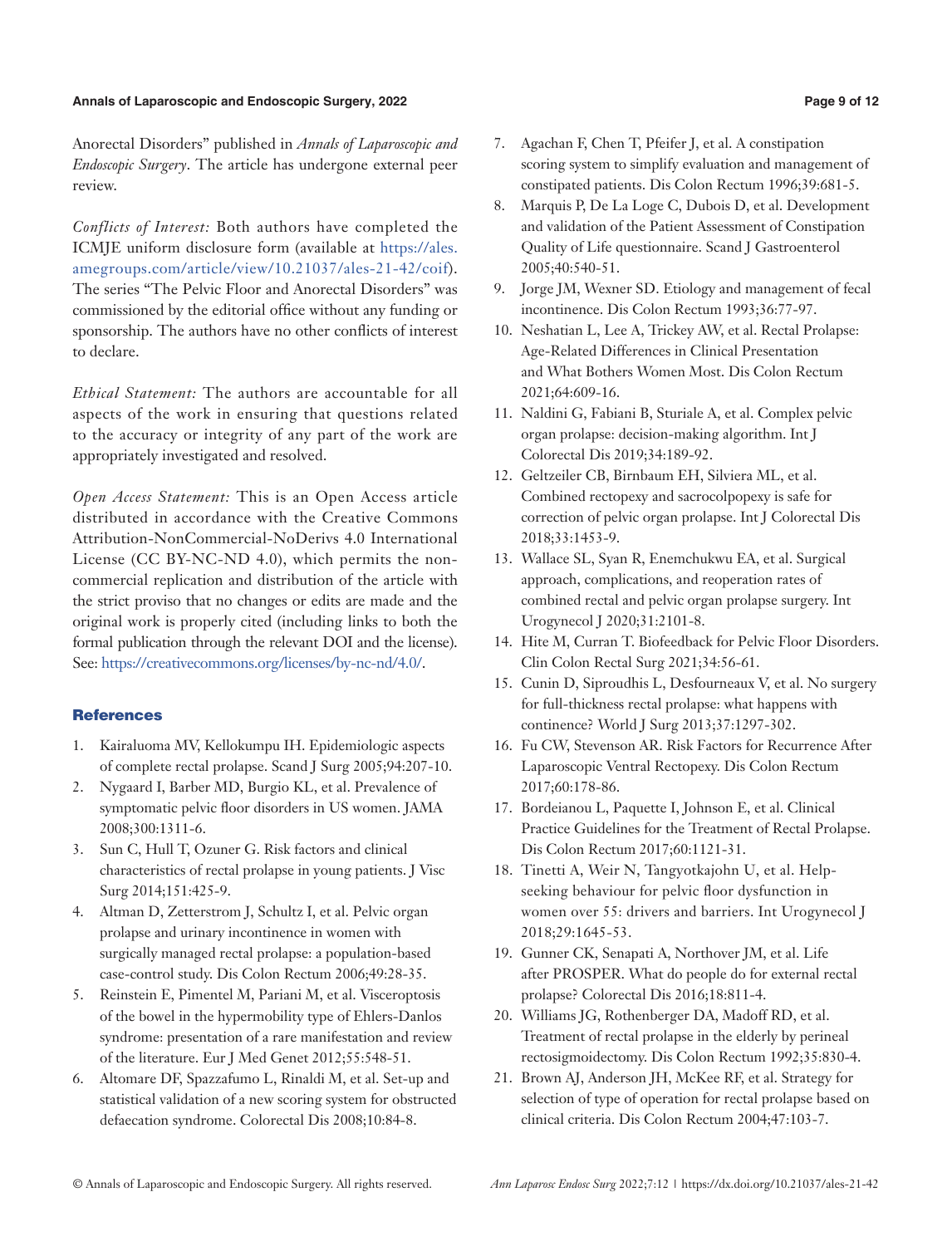Anorectal Disorders” published in *Annals of Laparoscopic and Endoscopic Surgery*. The article has undergone external peer review.

*Conflicts of Interest:* Both authors have completed the ICMJE uniform disclosure form (available at https://ales.amegroups.com/article/view/10.21037/ales-21-42/coif). The series “The Pelvic Floor and Anorectal Disorders” was commissioned by the editorial office without any funding or sponsorship. The authors have no other conflicts of interest to declare.

*Ethical Statement:* The authors are accountable for all aspects of the work in ensuring that questions related to the accuracy or integrity of any part of the work are appropriately investigated and resolved.

*Open Access Statement:* This is an Open Access article distributed in accordance with the Creative Commons Attribution-NonCommercial-NoDerivs 4.0 International License (CC BY-NC-ND 4.0), which permits the non-commercial replication and distribution of the article with the strict proviso that no changes or edits are made and the original work is properly cited (including links to both the formal publication through the relevant DOI and the license). See: https://creativecommons.org/licenses/by-nc-nd/4.0/.

## References

1. Kairaluoma MV, Kellokumpu IH. Epidemiologic aspects of complete rectal prolapse. Scand J Surg 2005;94:207-10.
2. Nygaard I, Barber MD, Burgio KL, et al. Prevalence of symptomatic pelvic floor disorders in US women. JAMA 2008;300:1311-6.
3. Sun C, Hull T, Ozuner G. Risk factors and clinical characteristics of rectal prolapse in young patients. J Visc Surg 2014;151:425-9.
4. Altman D, Zetterstrom J, Schultz I, et al. Pelvic organ prolapse and urinary incontinence in women with surgically managed rectal prolapse: a population-based case-control study. Dis Colon Rectum 2006;49:28-35.
5. Reinstein E, Pimentel M, Pariani M, et al. Visceroptosis of the bowel in the hypermobility type of Ehlers-Danlos syndrome: presentation of a rare manifestation and review of the literature. Eur J Med Genet 2012;55:548-51.
6. Altomare DF, Spazzafumo L, Rinaldi M, et al. Set-up and statistical validation of a new scoring system for obstructed defaecation syndrome. Colorectal Dis 2008;10:84-8.
7. Agachan F, Chen T, Pfeifer J, et al. A constipation scoring system to simplify evaluation and management of constipated patients. Dis Colon Rectum 1996;39:681-5.
8. Marquis P, De La Loge C, Dubois D, et al. Development and validation of the Patient Assessment of Constipation Quality of Life questionnaire. Scand J Gastroenterol 2005;40:540-51.
9. Jorge JM, Wexner SD. Etiology and management of fecal incontinence. Dis Colon Rectum 1993;36:77-97.
10. Neshatian L, Lee A, Trickey AW, et al. Rectal Prolapse: Age-Related Differences in Clinical Presentation and What Bothers Women Most. Dis Colon Rectum 2021;64:609-16.
11. Naldini G, Fabiani B, Sturiale A, et al. Complex pelvic organ prolapse: decision-making algorithm. Int J Colorectal Dis 2019;34:189-92.
12. Geltzeiler CB, Birnbaum EH, Silviera ML, et al. Combined rectopexy and sacrocolpopexy is safe for correction of pelvic organ prolapse. Int J Colorectal Dis 2018;33:1453-9.
13. Wallace SL, Syan R, Enemchukwu EA, et al. Surgical approach, complications, and reoperation rates of combined rectal and pelvic organ prolapse surgery. Int Urogynecol J 2020;31:2101-8.
14. Hite M, Curran T. Biofeedback for Pelvic Floor Disorders. Clin Colon Rectal Surg 2021;34:56-61.
15. Cunin D, Siproudhis L, Desfourneaux V, et al. No surgery for full-thickness rectal prolapse: what happens with continence? World J Surg 2013;37:1297-302.
16. Fu CW, Stevenson AR. Risk Factors for Recurrence After Laparoscopic Ventral Rectopexy. Dis Colon Rectum 2017;60:178-86.
17. Bordeianou L, Paquette I, Johnson E, et al. Clinical Practice Guidelines for the Treatment of Rectal Prolapse. Dis Colon Rectum 2017;60:1121-31.
18. Tinetti A, Weir N, Tangyotkajohn U, et al. Help-seeking behaviour for pelvic floor dysfunction in women over 55: drivers and barriers. Int Urogynecol J 2018;29:1645-53.
19. Gunner CK, Senapati A, Northover JM, et al. Life after PROSPER. What do people do for external rectal prolapse? Colorectal Dis 2016;18:811-4.
20. Williams JG, Rothenberger DA, Madoff RD, et al. Treatment of rectal prolapse in the elderly by perineal rectosigmoidectomy. Dis Colon Rectum 1992;35:830-4.
21. Brown AJ, Anderson JH, McKee RF, et al. Strategy for selection of type of operation for rectal prolapse based on clinical criteria. Dis Colon Rectum 2004;47:103-7.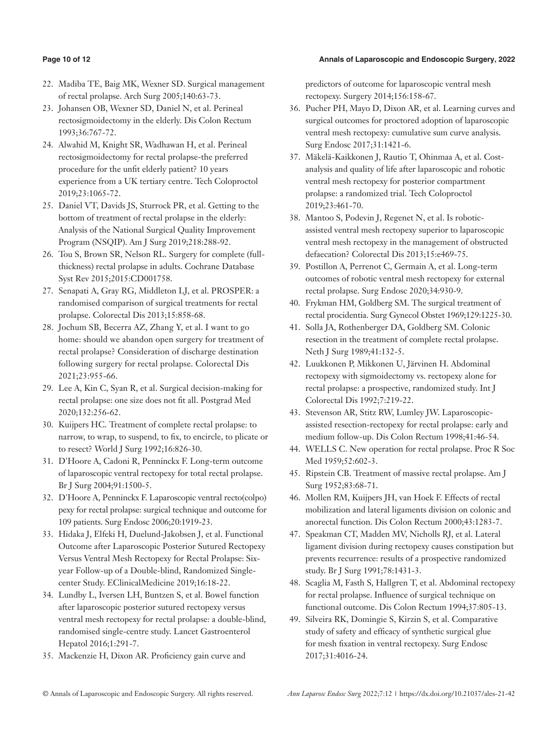22. Madiba TE, Baig MK, Wexner SD. Surgical management of rectal prolapse. Arch Surg 2005;140:63-73.
23. Johansen OB, Wexner SD, Daniel N, et al. Perineal rectosigmoidectomy in the elderly. Dis Colon Rectum 1993;36:767-72.
24. Alwahid M, Knight SR, Wadhawan H, et al. Perineal rectosigmoidectomy for rectal prolapse-the preferred procedure for the unfit elderly patient? 10 years experience from a UK tertiary centre. Tech Coloproctol 2019;23:1065-72.
25. Daniel VT, Davids JS, Sturrock PR, et al. Getting to the bottom of treatment of rectal prolapse in the elderly: Analysis of the National Surgical Quality Improvement Program (NSQIP). Am J Surg 2019;218:288-92.
26. Tou S, Brown SR, Nelson RL. Surgery for complete (full-thickness) rectal prolapse in adults. Cochrane Database Syst Rev 2015;2015:CD001758.
27. Senapati A, Gray RG, Middleton LJ, et al. PROSPER: a randomised comparison of surgical treatments for rectal prolapse. Colorectal Dis 2013;15:858-68.
28. Jochum SB, Becerra AZ, Zhang Y, et al. I want to go home: should we abandon open surgery for treatment of rectal prolapse? Consideration of discharge destination following surgery for rectal prolapse. Colorectal Dis 2021;23:955-66.
29. Lee A, Kin C, Syan R, et al. Surgical decision-making for rectal prolapse: one size does not fit all. Postgrad Med 2020;132:256-62.
30. Kuijpers HC. Treatment of complete rectal prolapse: to narrow, to wrap, to suspend, to fix, to encircle, to plicate or to resect? World J Surg 1992;16:826-30.
31. D'Hoore A, Cadoni R, Penninckx F. Long-term outcome of laparoscopic ventral rectopexy for total rectal prolapse. Br J Surg 2004;91:1500-5.
32. D'Hoore A, Penninckx F. Laparoscopic ventral recto(colpo) pexy for rectal prolapse: surgical technique and outcome for 109 patients. Surg Endosc 2006;20:1919-23.
33. Hidaka J, Elfeki H, Duelund-Jakobsen J, et al. Functional Outcome after Laparoscopic Posterior Sutured Rectopexy Versus Ventral Mesh Rectopexy for Rectal Prolapse: Six-year Follow-up of a Double-blind, Randomized Single-center Study. EClinicalMedicine 2019;16:18-22.
34. Lundby L, Iversen LH, Buntzen S, et al. Bowel function after laparoscopic posterior sutured rectopexy versus ventral mesh rectopexy for rectal prolapse: a double-blind, randomised single-centre study. Lancet Gastroenterol Hepatol 2016;1:291-7.
35. Mackenzie H, Dixon AR. Proficiency gain curve and predictors of outcome for laparoscopic ventral mesh rectopexy. Surgery 2014;156:158-67.
36. Pucher PH, Mayo D, Dixon AR, et al. Learning curves and surgical outcomes for proctored adoption of laparoscopic ventral mesh rectopexy: cumulative sum curve analysis. Surg Endosc 2017;31:1421-6.
37. Mäkelä-Kaikkonen J, Rautio T, Ohinmaa A, et al. Cost-analysis and quality of life after laparoscopic and robotic ventral mesh rectopexy for posterior compartment prolapse: a randomized trial. Tech Coloproctol 2019;23:461-70.
38. Mantoo S, Podevin J, Regenet N, et al. Is robotic-assisted ventral mesh rectopexy superior to laparoscopic ventral mesh rectopexy in the management of obstructed defaecation? Colorectal Dis 2013;15:e469-75.
39. Postillon A, Perrenot C, Germain A, et al. Long-term outcomes of robotic ventral mesh rectopexy for external rectal prolapse. Surg Endosc 2020;34:930-9.
40. Frykman HM, Goldberg SM. The surgical treatment of rectal procidentia. Surg Gynecol Obstet 1969;129:1225-30.
41. Solla JA, Rothenberger DA, Goldberg SM. Colonic resection in the treatment of complete rectal prolapse. Neth J Surg 1989;41:132-5.
42. Luukkonen P, Mikkonen U, Järvinen H. Abdominal rectopexy with sigmoidectomy vs. rectopexy alone for rectal prolapse: a prospective, randomized study. Int J Colorectal Dis 1992;7:219-22.
43. Stevenson AR, Stitz RW, Lumley JW. Laparoscopic-assisted resection-rectopexy for rectal prolapse: early and medium follow-up. Dis Colon Rectum 1998;41:46-54.
44. WELLS C. New operation for rectal prolapse. Proc R Soc Med 1959;52:602-3.
45. Ripstein CB. Treatment of massive rectal prolapse. Am J Surg 1952;83:68-71.
46. Mollen RM, Kuijpers JH, van Hoek F. Effects of rectal mobilization and lateral ligaments division on colonic and anorectal function. Dis Colon Rectum 2000;43:1283-7.
47. Speakman CT, Madden MV, Nicholls RJ, et al. Lateral ligament division during rectopexy causes constipation but prevents recurrence: results of a prospective randomized study. Br J Surg 1991;78:1431-3.
48. Scaglia M, Fasth S, Hallgren T, et al. Abdominal rectopexy for rectal prolapse. Influence of surgical technique on functional outcome. Dis Colon Rectum 1994;37:805-13.
49. Silveira RK, Domingie S, Kirzin S, et al. Comparative study of safety and efficacy of synthetic surgical glue for mesh fixation in ventral rectopexy. Surg Endosc 2017;31:4016-24.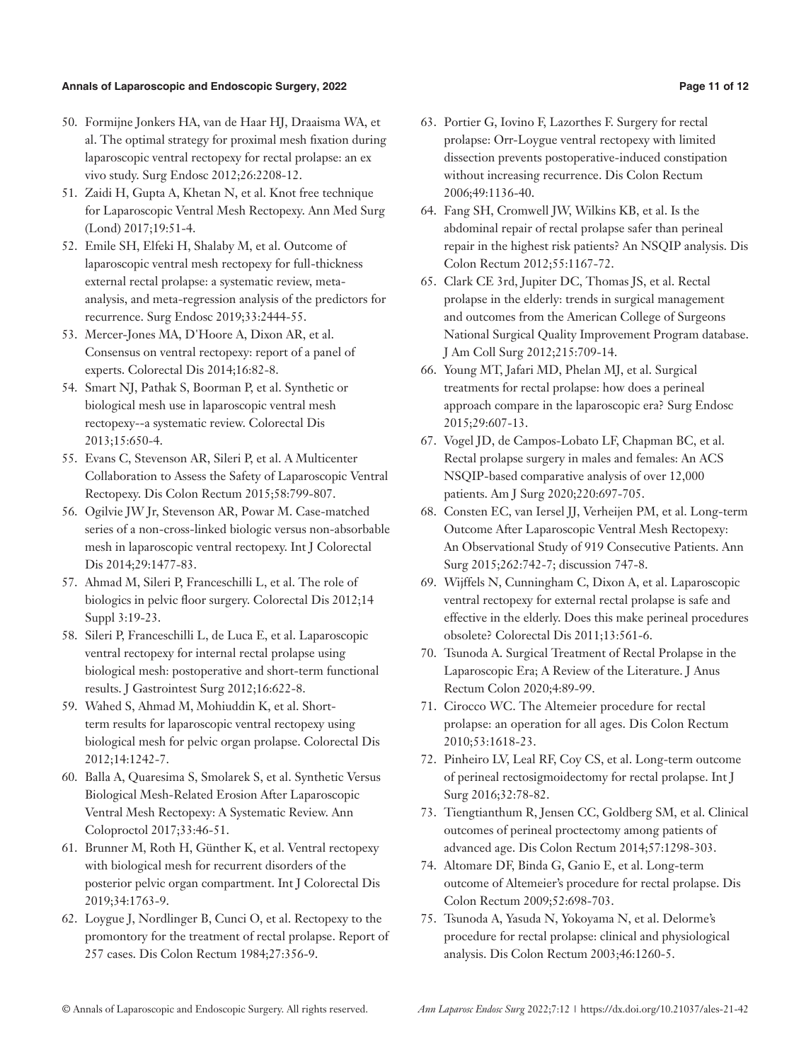50. Formijne Jonkers HA, van de Haar HJ, Draaisma WA, et al. The optimal strategy for proximal mesh fixation during laparoscopic ventral rectopexy for rectal prolapse: an ex vivo study. Surg Endosc 2012;26:2208-12.
51. Zaidi H, Gupta A, Khetan N, et al. Knot free technique for Laparoscopic Ventral Mesh Rectopexy. Ann Med Surg (Lond) 2017;19:51-4.
52. Emile SH, Elfeki H, Shalaby M, et al. Outcome of laparoscopic ventral mesh rectopexy for full-thickness external rectal prolapse: a systematic review, meta-analysis, and meta-regression analysis of the predictors for recurrence. Surg Endosc 2019;33:2444-55.
53. Mercer-Jones MA, D'Hoore A, Dixon AR, et al. Consensus on ventral rectopexy: report of a panel of experts. Colorectal Dis 2014;16:82-8.
54. Smart NJ, Pathak S, Boorman P, et al. Synthetic or biological mesh use in laparoscopic ventral mesh rectopexy--a systematic review. Colorectal Dis 2013;15:650-4.
55. Evans C, Stevenson AR, Sileri P, et al. A Multicenter Collaboration to Assess the Safety of Laparoscopic Ventral Rectopexy. Dis Colon Rectum 2015;58:799-807.
56. Ogilvie JW Jr, Stevenson AR, Powar M. Case-matched series of a non-cross-linked biologic versus non-absorbable mesh in laparoscopic ventral rectopexy. Int J Colorectal Dis 2014;29:1477-83.
57. Ahmad M, Sileri P, Franceschilli L, et al. The role of biologics in pelvic floor surgery. Colorectal Dis 2012;14 Suppl 3:19-23.
58. Sileri P, Franceschilli L, de Luca E, et al. Laparoscopic ventral rectopexy for internal rectal prolapse using biological mesh: postoperative and short-term functional results. J Gastrointest Surg 2012;16:622-8.
59. Wahed S, Ahmad M, Mohiuddin K, et al. Short-term results for laparoscopic ventral rectopexy using biological mesh for pelvic organ prolapse. Colorectal Dis 2012;14:1242-7.
60. Balla A, Quaresima S, Smolarek S, et al. Synthetic Versus Biological Mesh-Related Erosion After Laparoscopic Ventral Mesh Rectopexy: A Systematic Review. Ann Coloproctol 2017;33:46-51.
61. Brunner M, Roth H, Günther K, et al. Ventral rectopexy with biological mesh for recurrent disorders of the posterior pelvic organ compartment. Int J Colorectal Dis 2019;34:1763-9.
62. Loygue J, Nordlinger B, Cunci O, et al. Rectopexy to the promontory for the treatment of rectal prolapse. Report of 257 cases. Dis Colon Rectum 1984;27:356-9.
63. Portier G, Iovino F, Lazorthes F. Surgery for rectal prolapse: Orr-Loygue ventral rectopexy with limited dissection prevents postoperative-induced constipation without increasing recurrence. Dis Colon Rectum 2006;49:1136-40.
64. Fang SH, Cromwell JW, Wilkins KB, et al. Is the abdominal repair of rectal prolapse safer than perineal repair in the highest risk patients? An NSQIP analysis. Dis Colon Rectum 2012;55:1167-72.
65. Clark CE 3rd, Jupiter DC, Thomas JS, et al. Rectal prolapse in the elderly: trends in surgical management and outcomes from the American College of Surgeons National Surgical Quality Improvement Program database. J Am Coll Surg 2012;215:709-14.
66. Young MT, Jafari MD, Phelan MJ, et al. Surgical treatments for rectal prolapse: how does a perineal approach compare in the laparoscopic era? Surg Endosc 2015;29:607-13.
67. Vogel JD, de Campos-Lobato LF, Chapman BC, et al. Rectal prolapse surgery in males and females: An ACS NSQIP-based comparative analysis of over 12,000 patients. Am J Surg 2020;220:697-705.
68. Consten EC, van Iersel JJ, Verheijen PM, et al. Long-term Outcome After Laparoscopic Ventral Mesh Rectopexy: An Observational Study of 919 Consecutive Patients. Ann Surg 2015;262:742-7; discussion 747-8.
69. Wijffels N, Cunningham C, Dixon A, et al. Laparoscopic ventral rectopexy for external rectal prolapse is safe and effective in the elderly. Does this make perineal procedures obsolete? Colorectal Dis 2011;13:561-6.
70. Tsunoda A. Surgical Treatment of Rectal Prolapse in the Laparoscopic Era; A Review of the Literature. J Anus Rectum Colon 2020;4:89-99.
71. Cirocco WC. The Altemeier procedure for rectal prolapse: an operation for all ages. Dis Colon Rectum 2010;53:1618-23.
72. Pinheiro LV, Leal RF, Coy CS, et al. Long-term outcome of perineal rectosigmoidectomy for rectal prolapse. Int J Surg 2016;32:78-82.
73. Tiengtianthum R, Jensen CC, Goldberg SM, et al. Clinical outcomes of perineal proctectomy among patients of advanced age. Dis Colon Rectum 2014;57:1298-303.
74. Altomare DF, Binda G, Ganio E, et al. Long-term outcome of Altemeier's procedure for rectal prolapse. Dis Colon Rectum 2009;52:698-703.
75. Tsunoda A, Yasuda N, Yokoyama N, et al. Delorme's procedure for rectal prolapse: clinical and physiological analysis. Dis Colon Rectum 2003;46:1260-5.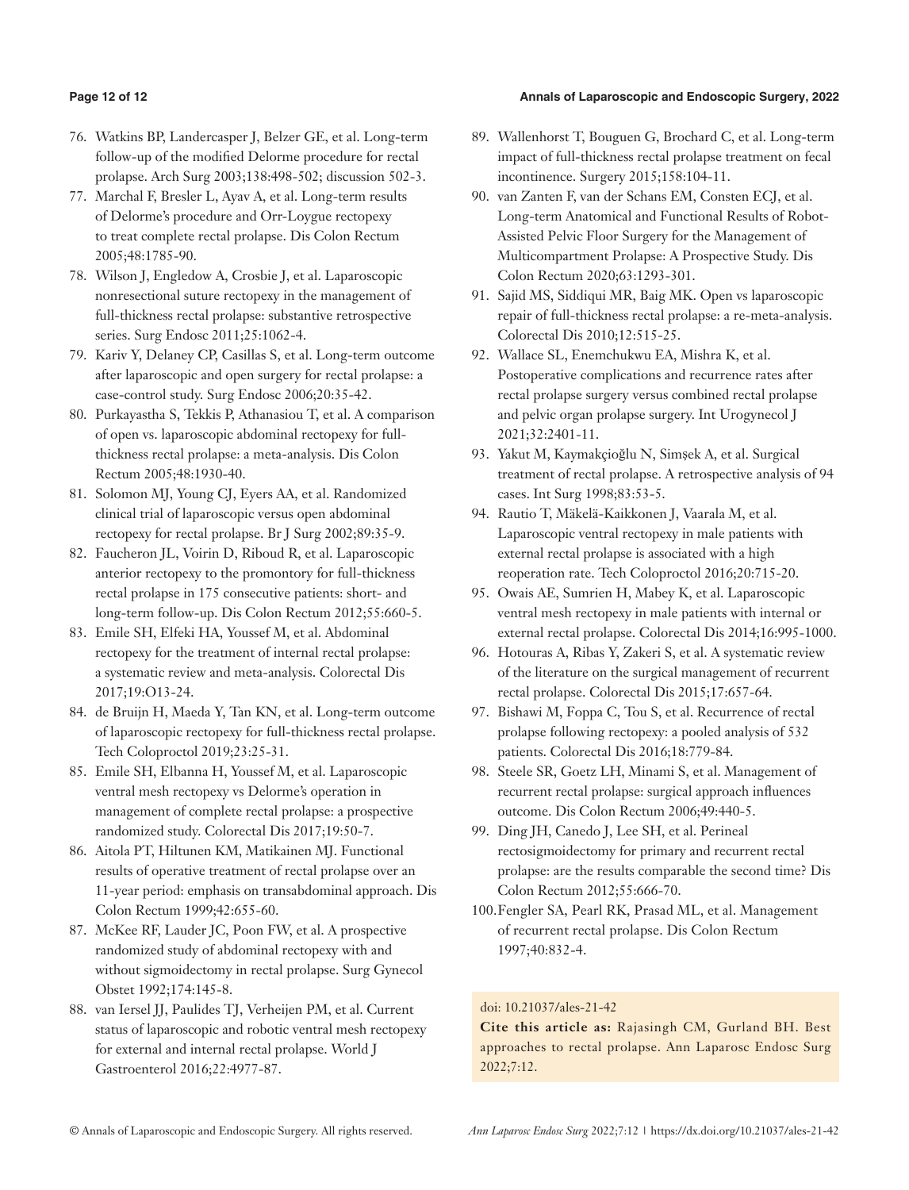76. Watkins BP, Landercasper J, Belzer GE, et al. Long-term follow-up of the modified Delorme procedure for rectal prolapse. Arch Surg 2003;138:498-502; discussion 502-3.
77. Marchal F, Bresler L, Ayav A, et al. Long-term results of Delorme's procedure and Orr-Loygue rectopexy to treat complete rectal prolapse. Dis Colon Rectum 2005;48:1785-90.
78. Wilson J, Engledow A, Crosbie J, et al. Laparoscopic nonresectional suture rectopexy in the management of full-thickness rectal prolapse: substantive retrospective series. Surg Endosc 2011;25:1062-4.
79. Kariv Y, Delaney CP, Casillas S, et al. Long-term outcome after laparoscopic and open surgery for rectal prolapse: a case-control study. Surg Endosc 2006;20:35-42.
80. Purkayastha S, Tekkis P, Athanasiou T, et al. A comparison of open vs. laparoscopic abdominal rectopexy for full-thickness rectal prolapse: a meta-analysis. Dis Colon Rectum 2005;48:1930-40.
81. Solomon MJ, Young CJ, Eyers AA, et al. Randomized clinical trial of laparoscopic versus open abdominal rectopexy for rectal prolapse. Br J Surg 2002;89:35-9.
82. Faucheron JL, Voirin D, Riboud R, et al. Laparoscopic anterior rectopexy to the promontory for full-thickness rectal prolapse in 175 consecutive patients: short- and long-term follow-up. Dis Colon Rectum 2012;55:660-5.
83. Emile SH, Elfeki HA, Youssef M, et al. Abdominal rectopexy for the treatment of internal rectal prolapse: a systematic review and meta-analysis. Colorectal Dis 2017;19:O13-24.
84. de Bruijn H, Maeda Y, Tan KN, et al. Long-term outcome of laparoscopic rectopexy for full-thickness rectal prolapse. Tech Coloproctol 2019;23:25-31.
85. Emile SH, Elbanna H, Youssef M, et al. Laparoscopic ventral mesh rectopexy vs Delorme's operation in management of complete rectal prolapse: a prospective randomized study. Colorectal Dis 2017;19:50-7.
86. Aitola PT, Hiltunen KM, Matikainen MJ. Functional results of operative treatment of rectal prolapse over an 11-year period: emphasis on transabdominal approach. Dis Colon Rectum 1999;42:655-60.
87. McKee RF, Lauder JC, Poon FW, et al. A prospective randomized study of abdominal rectopexy with and without sigmoidectomy in rectal prolapse. Surg Gynecol Obstet 1992;174:145-8.
88. van Iersel JJ, Paulides TJ, Verheijen PM, et al. Current status of laparoscopic and robotic ventral mesh rectopexy for external and internal rectal prolapse. World J Gastroenterol 2016;22:4977-87.
89. Wallenhorst T, Bouguen G, Brochard C, et al. Long-term impact of full-thickness rectal prolapse treatment on fecal incontinence. Surgery 2015;158:104-11.
90. van Zanten F, van der Schans EM, Consten ECJ, et al. Long-term Anatomical and Functional Results of Robot-Assisted Pelvic Floor Surgery for the Management of Multicompartment Prolapse: A Prospective Study. Dis Colon Rectum 2020;63:1293-301.
91. Sajid MS, Siddiqui MR, Baig MK. Open vs laparoscopic repair of full-thickness rectal prolapse: a re-meta-analysis. Colorectal Dis 2010;12:515-25.
92. Wallace SL, Enemchukwu EA, Mishra K, et al. Postoperative complications and recurrence rates after rectal prolapse surgery versus combined rectal prolapse and pelvic organ prolapse surgery. Int Urogynecol J 2021;32:2401-11.
93. Yakut M, Kaymakçioğlu N, Simşek A, et al. Surgical treatment of rectal prolapse. A retrospective analysis of 94 cases. Int Surg 1998;83:53-5.
94. Rautio T, Mäkelä-Kaikkonen J, Vaarala M, et al. Laparoscopic ventral rectopexy in male patients with external rectal prolapse is associated with a high reoperation rate. Tech Coloproctol 2016;20:715-20.
95. Owais AE, Sumrien H, Mabey K, et al. Laparoscopic ventral mesh rectopexy in male patients with internal or external rectal prolapse. Colorectal Dis 2014;16:995-1000.
96. Hotouras A, Ribas Y, Zakeri S, et al. A systematic review of the literature on the surgical management of recurrent rectal prolapse. Colorectal Dis 2015;17:657-64.
97. Bishawi M, Foppa C, Tou S, et al. Recurrence of rectal prolapse following rectopexy: a pooled analysis of 532 patients. Colorectal Dis 2016;18:779-84.
98. Steele SR, Goetz LH, Minami S, et al. Management of recurrent rectal prolapse: surgical approach influences outcome. Dis Colon Rectum 2006;49:440-5.
99. Ding JH, Canedo J, Lee SH, et al. Perineal rectosigmoidectomy for primary and recurrent rectal prolapse: are the results comparable the second time? Dis Colon Rectum 2012;55:666-70.
100. Fengler SA, Pearl RK, Prasad ML, et al. Management of recurrent rectal prolapse. Dis Colon Rectum 1997;40:832-4.

doi: 10.21037/ales-21-42

**Cite this article as:** Rajasingh CM, Gurland BH. Best approaches to rectal prolapse. Ann Laparosc Endosc Surg 2022;7:12.